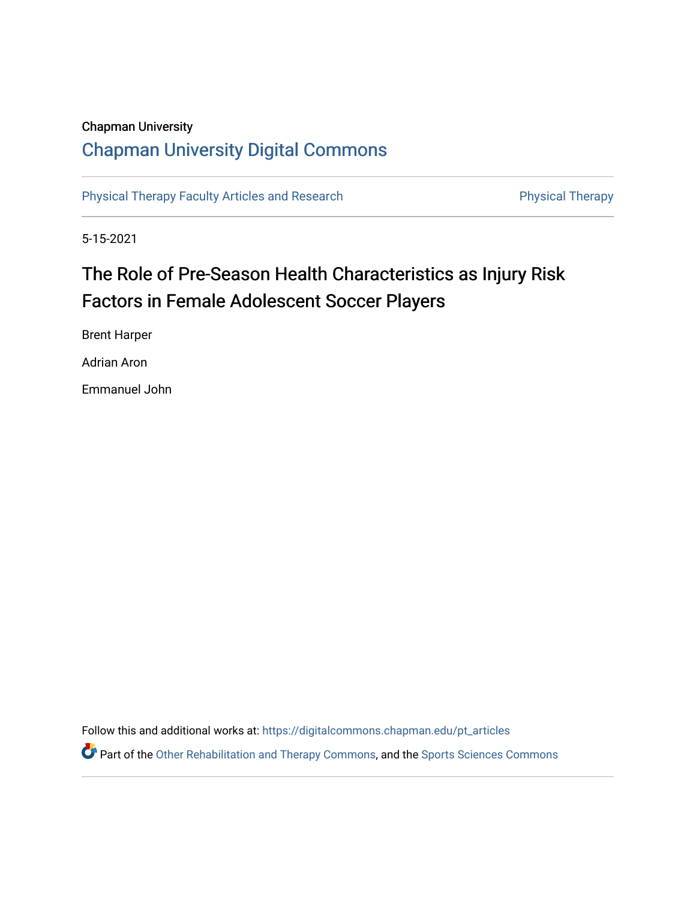Chapman University

# Chapman University Digital Commons

Physical Therapy Faculty Articles and Research | Physical Therapy

5-15-2021

# The Role of Pre-Season Health Characteristics as Injury Risk Factors in Female Adolescent Soccer Players

Brent Harper

Adrian Aron

Emmanuel John

Follow this and additional works at: https://digitalcommons.chapman.edu/pt_articles

Part of the Other Rehabilitation and Therapy Commons, and the Sports Sciences Commons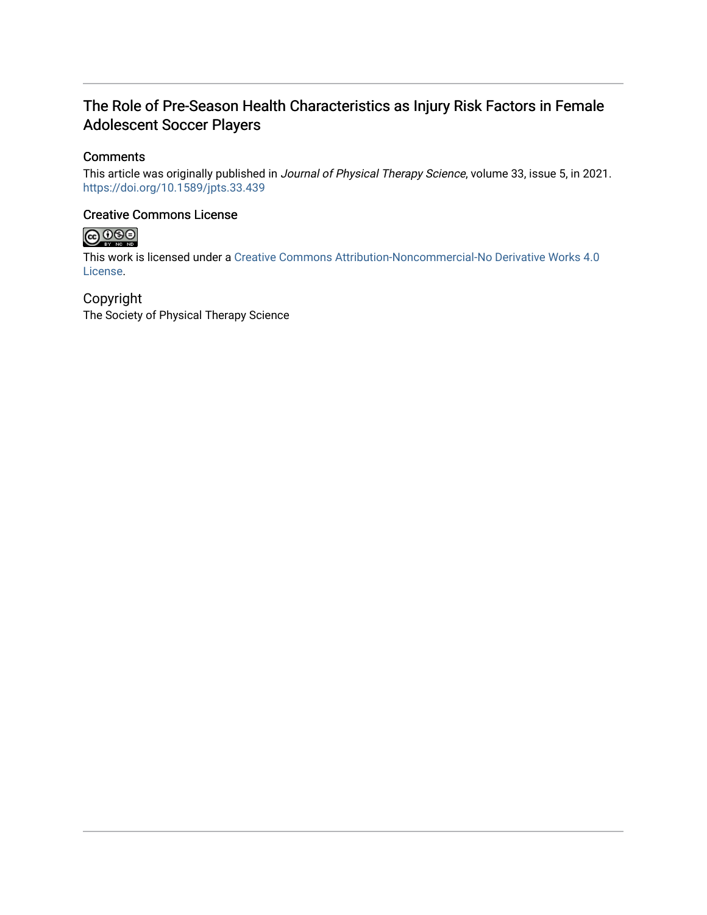# The Role of Pre-Season Health Characteristics as Injury Risk Factors in Female Adolescent Soccer Players

## Comments

This article was originally published in *Journal of Physical Therapy Science*, volume 33, issue 5, in 2021. https://doi.org/10.1589/jpts.33.439

## Creative Commons License

This work is licensed under a Creative Commons Attribution-Noncommercial-No Derivative Works 4.0 License.

## Copyright

The Society of Physical Therapy Science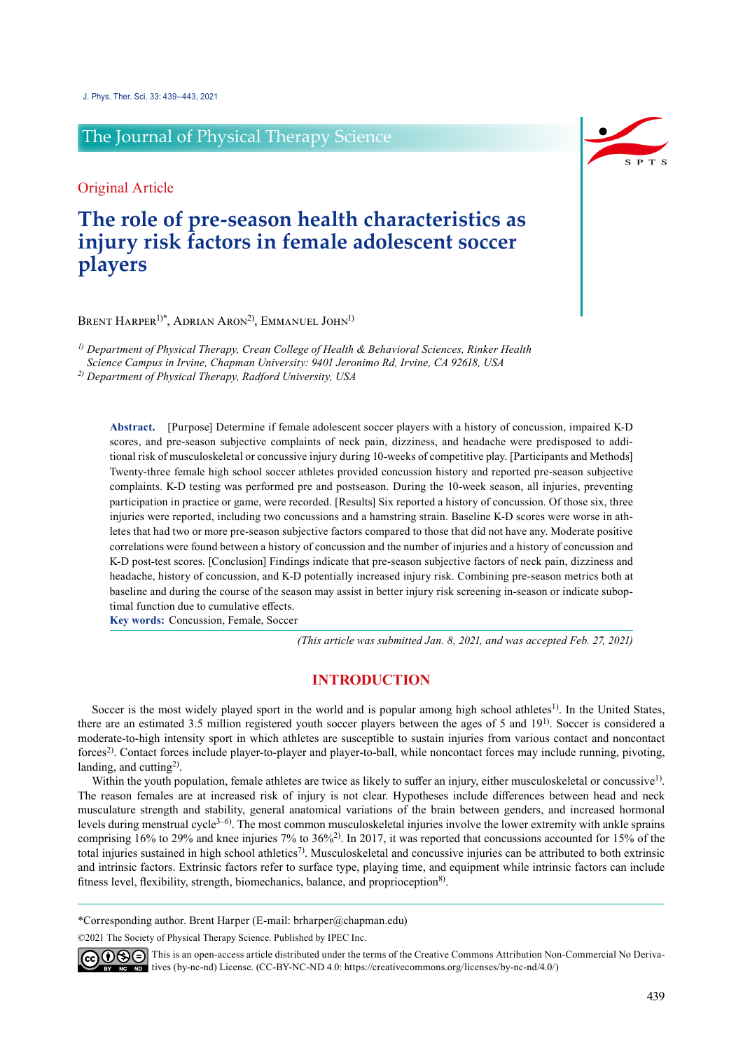## The Journal of Physical Therapy Science

Original Article

# The role of pre-season health characteristics as injury risk factors in female adolescent soccer players

Brent Harper[1)*], Adrian Aron[2)], Emmanuel John[1)]

[1)] *Department of Physical Therapy, Crean College of Health & Behavioral Sciences, Rinker Health Science Campus in Irvine, Chapman University: 9401 Jeronimo Rd, Irvine, CA 92618, USA*

[2)] *Department of Physical Therapy, Radford University, USA*

**Abstract.** [Purpose] Determine if female adolescent soccer players with a history of concussion, impaired K-D scores, and pre-season subjective complaints of neck pain, dizziness, and headache were predisposed to additional risk of musculoskeletal or concussive injury during 10-weeks of competitive play. [Participants and Methods] Twenty-three female high school soccer athletes provided concussion history and reported pre-season subjective complaints. K-D testing was performed pre and postseason. During the 10-week season, all injuries, preventing participation in practice or game, were recorded. [Results] Six reported a history of concussion. Of those six, three injuries were reported, including two concussions and a hamstring strain. Baseline K-D scores were worse in athletes that had two or more pre-season subjective factors compared to those that did not have any. Moderate positive correlations were found between a history of concussion and the number of injuries and a history of concussion and K-D post-test scores. [Conclusion] Findings indicate that pre-season subjective factors of neck pain, dizziness and headache, history of concussion, and K-D potentially increased injury risk. Combining pre-season metrics both at baseline and during the course of the season may assist in better injury risk screening in-season or indicate suboptimal function due to cumulative effects.

**Key words:** Concussion, Female, Soccer

*(This article was submitted Jan. 8, 2021, and was accepted Feb. 27, 2021)*

## INTRODUCTION

Soccer is the most widely played sport in the world and is popular among high school athletes[1)]. In the United States, there are an estimated 3.5 million registered youth soccer players between the ages of 5 and 19[1)]. Soccer is considered a moderate-to-high intensity sport in which athletes are susceptible to sustain injuries from various contact and noncontact forces[2)]. Contact forces include player-to-player and player-to-ball, while noncontact forces may include running, pivoting, landing, and cutting[2)].

Within the youth population, female athletes are twice as likely to suffer an injury, either musculoskeletal or concussive[1)]. The reason females are at increased risk of injury is not clear. Hypotheses include differences between head and neck musculature strength and stability, general anatomical variations of the brain between genders, and increased hormonal levels during menstrual cycle[3–6)]. The most common musculoskeletal injuries involve the lower extremity with ankle sprains comprising 16% to 29% and knee injuries 7% to 36%[2)]. In 2017, it was reported that concussions accounted for 15% of the total injuries sustained in high school athletics[7)]. Musculoskeletal and concussive injuries can be attributed to both extrinsic and intrinsic factors. Extrinsic factors refer to surface type, playing time, and equipment while intrinsic factors can include fitness level, flexibility, strength, biomechanics, balance, and proprioception[8)].

*Corresponding author. Brent Harper (E-mail: brharper@chapman.edu)

©2021 The Society of Physical Therapy Science. Published by IPEC Inc.

This is an open-access article distributed under the terms of the Creative Commons Attribution Non-Commercial No Derivatives (by-nc-nd) License. (CC-BY-NC-ND 4.0: https://creativecommons.org/licenses/by-nc-nd/4.0/)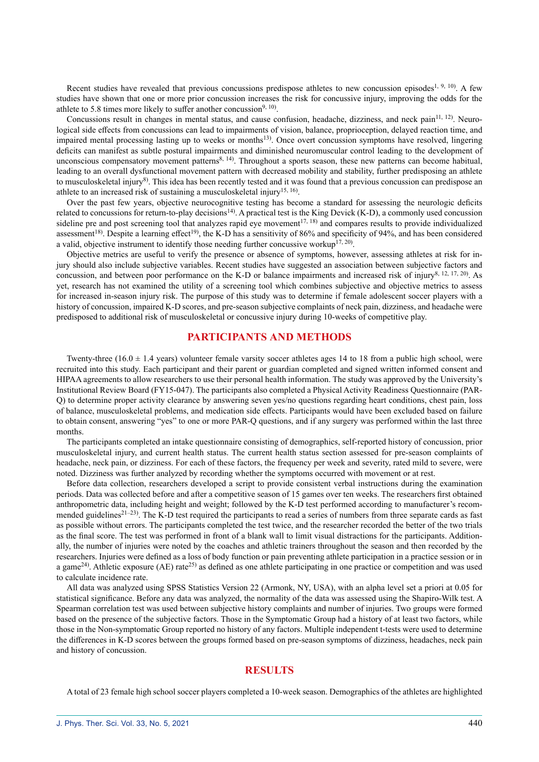Recent studies have revealed that previous concussions predispose athletes to new concussion episodes[1, 9, 10]. A few studies have shown that one or more prior concussion increases the risk for concussive injury, improving the odds for the athlete to 5.8 times more likely to suffer another concussion[9, 10].

Concussions result in changes in mental status, and cause confusion, headache, dizziness, and neck pain[11, 12]. Neurological side effects from concussions can lead to impairments of vision, balance, proprioception, delayed reaction time, and impaired mental processing lasting up to weeks or months[13]. Once overt concussion symptoms have resolved, lingering deficits can manifest as subtle postural impairments and diminished neuromuscular control leading to the development of unconscious compensatory movement patterns[8, 14]. Throughout a sports season, these new patterns can become habitual, leading to an overall dysfunctional movement pattern with decreased mobility and stability, further predisposing an athlete to musculoskeletal injury[8]. This idea has been recently tested and it was found that a previous concussion can predispose an athlete to an increased risk of sustaining a musculoskeletal injury[15, 16].

Over the past few years, objective neurocognitive testing has become a standard for assessing the neurologic deficits related to concussions for return-to-play decisions[14]. A practical test is the King Devick (K-D), a commonly used concussion sideline pre and post screening tool that analyzes rapid eye movement[17, 18] and compares results to provide individualized assessment[18]. Despite a learning effect[19], the K-D has a sensitivity of 86% and specificity of 94%, and has been considered a valid, objective instrument to identify those needing further concussive workup[17, 20].

Objective metrics are useful to verify the presence or absence of symptoms, however, assessing athletes at risk for injury should also include subjective variables. Recent studies have suggested an association between subjective factors and concussion, and between poor performance on the K-D or balance impairments and increased risk of injury[8, 12, 17, 20]. As yet, research has not examined the utility of a screening tool which combines subjective and objective metrics to assess for increased in-season injury risk. The purpose of this study was to determine if female adolescent soccer players with a history of concussion, impaired K-D scores, and pre-season subjective complaints of neck pain, dizziness, and headache were predisposed to additional risk of musculoskeletal or concussive injury during 10-weeks of competitive play.

## PARTICIPANTS AND METHODS

Twenty-three ($16.0 \pm 1.4$ years) volunteer female varsity soccer athletes ages 14 to 18 from a public high school, were recruited into this study. Each participant and their parent or guardian completed and signed written informed consent and HIPAA agreements to allow researchers to use their personal health information. The study was approved by the University's Institutional Review Board (FY15-047). The participants also completed a Physical Activity Readiness Questionnaire (PAR-Q) to determine proper activity clearance by answering seven yes/no questions regarding heart conditions, chest pain, loss of balance, musculoskeletal problems, and medication side effects. Participants would have been excluded based on failure to obtain consent, answering "yes" to one or more PAR-Q questions, and if any surgery was performed within the last three months.

The participants completed an intake questionnaire consisting of demographics, self-reported history of concussion, prior musculoskeletal injury, and current health status. The current health status section assessed for pre-season complaints of headache, neck pain, or dizziness. For each of these factors, the frequency per week and severity, rated mild to severe, were noted. Dizziness was further analyzed by recording whether the symptoms occurred with movement or at rest.

Before data collection, researchers developed a script to provide consistent verbal instructions during the examination periods. Data was collected before and after a competitive season of 15 games over ten weeks. The researchers first obtained anthropometric data, including height and weight; followed by the K-D test performed according to manufacturer's recommended guidelines[21–23]. The K-D test required the participants to read a series of numbers from three separate cards as fast as possible without errors. The participants completed the test twice, and the researcher recorded the better of the two trials as the final score. The test was performed in front of a blank wall to limit visual distractions for the participants. Additionally, the number of injuries were noted by the coaches and athletic trainers throughout the season and then recorded by the researchers. Injuries were defined as a loss of body function or pain preventing athlete participation in a practice session or in a game[24]. Athletic exposure (AE) rate[25] as defined as one athlete participating in one practice or competition and was used to calculate incidence rate.

All data was analyzed using SPSS Statistics Version 22 (Armonk, NY, USA), with an alpha level set a priori at 0.05 for statistical significance. Before any data was analyzed, the normality of the data was assessed using the Shapiro-Wilk test. A Spearman correlation test was used between subjective history complaints and number of injuries. Two groups were formed based on the presence of the subjective factors. Those in the Symptomatic Group had a history of at least two factors, while those in the Non-symptomatic Group reported no history of any factors. Multiple independent t-tests were used to determine the differences in K-D scores between the groups formed based on pre-season symptoms of dizziness, headaches, neck pain and history of concussion.

## RESULTS

A total of 23 female high school soccer players completed a 10-week season. Demographics of the athletes are highlighted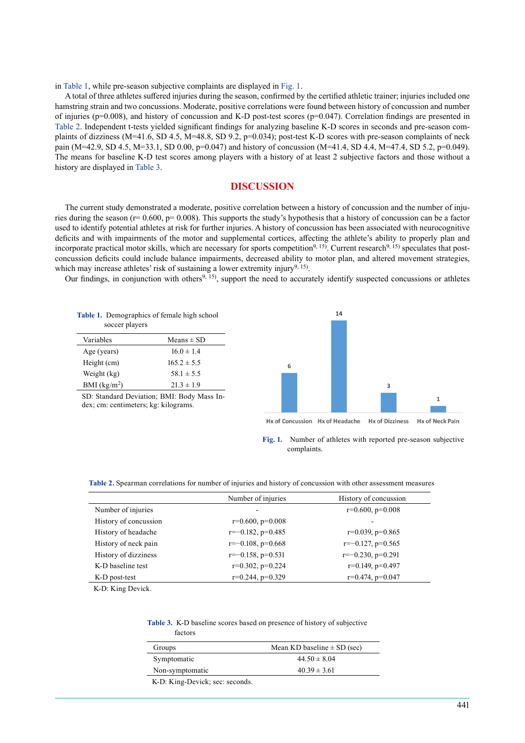in Table 1, while pre-season subjective complaints are displayed in Fig. 1.

A total of three athletes suffered injuries during the season, confirmed by the certified athletic trainer; injuries included one hamstring strain and two concussions. Moderate, positive correlations were found between history of concussion and number of injuries (p=0.008), and history of concussion and K-D post-test scores (p=0.047). Correlation findings are presented in Table 2. Independent t-tests yielded significant findings for analyzing baseline K-D scores in seconds and pre-season complaints of dizziness (M=41.6, SD 4.5, M=48.8, SD 9.2, p=0.034); post-test K-D scores with pre-season complaints of neck pain (M=42.9, SD 4.5, M=33.1, SD 0.00, p=0.047) and history of concussion (M=41.4, SD 4.4, M=47.4, SD 5.2, p=0.049). The means for baseline K-D test scores among players with a history of at least 2 subjective factors and those without a history are displayed in Table 3.

## DISCUSSION

The current study demonstrated a moderate, positive correlation between a history of concussion and the number of injuries during the season (r= 0.600, p= 0.008). This supports the study's hypothesis that a history of concussion can be a factor used to identify potential athletes at risk for further injuries. A history of concussion has been associated with neurocognitive deficits and with impairments of the motor and supplemental cortices, affecting the athlete's ability to properly plan and incorporate practical motor skills, which are necessary for sports competition[9, 15]. Current research[9, 15] speculates that post-concussion deficits could include balance impairments, decreased ability to motor plan, and altered movement strategies, which may increase athletes' risk of sustaining a lower extremity injury[9, 15].

Our findings, in conjunction with others[9, 15], support the need to accurately identify suspected concussions or athletes

**Table 1.** Demographics of female high school soccer players

| Variables | Means ± SD |
|---|---|
| Age (years) | 16.0 ± 1.4 |
| Height (cm) | 165.2 ± 5.5 |
| Weight (kg) | 58.1 ± 5.5 |
| BMI (kg/m$^2$) | 21.3 ± 1.9 |

SD: Standard Deviation; BMI: Body Mass Index; cm: centimeters; kg: kilograms.

**Fig. 1.** Number of athletes with reported pre-season subjective complaints.

**Table 2.** Spearman correlations for number of injuries and history of concussion with other assessment measures

| | Number of injuries | History of concussion |
|---|---|---|
| Number of injuries | - | r=0.600, p=0.008 |
| History of concussion | r=0.600, p=0.008 | - |
| History of headache | r=−0.182, p=0.485 | r=0.039, p=0.865 |
| History of neck pain | r=−0.108, p=0.668 | r=−0.127, p=0.565 |
| History of dizziness | r=−0.158, p=0.531 | r=−0.230, p=0.291 |
| K-D baseline test | r=0.302, p=0.224 | r=0.149, p=0.497 |
| K-D post-test | r=0.244, p=0.329 | r=0.474, p=0.047 |

K-D: King Devick.

**Table 3.** K-D baseline scores based on presence of history of subjective factors

| Groups | Mean KD baseline ± SD (sec) |
|---|---|
| Symptomatic | 44.50 ± 8.04 |
| Non-symptomatic | 40.39 ± 3.61 |

K-D: King-Devick; sec: seconds.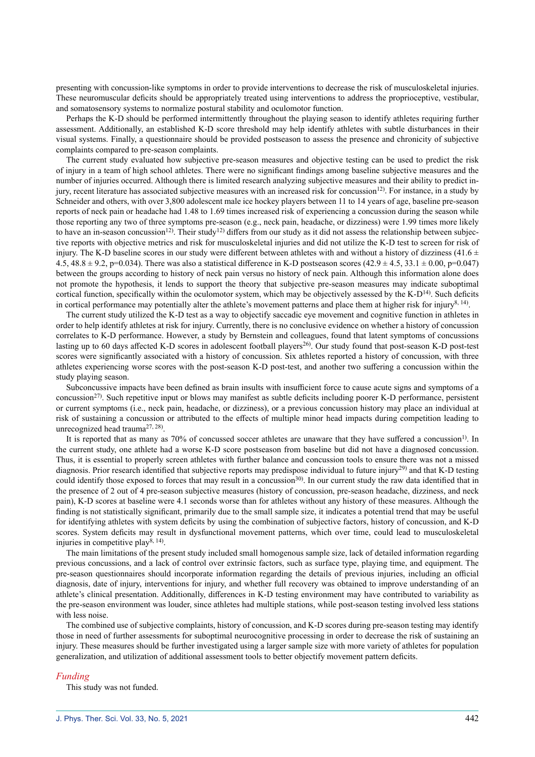presenting with concussion-like symptoms in order to provide interventions to decrease the risk of musculoskeletal injuries. These neuromuscular deficits should be appropriately treated using interventions to address the proprioceptive, vestibular, and somatosensory systems to normalize postural stability and oculomotor function.

Perhaps the K-D should be performed intermittently throughout the playing season to identify athletes requiring further assessment. Additionally, an established K-D score threshold may help identify athletes with subtle disturbances in their visual systems. Finally, a questionnaire should be provided postseason to assess the presence and chronicity of subjective complaints compared to pre-season complaints.

The current study evaluated how subjective pre-season measures and objective testing can be used to predict the risk of injury in a team of high school athletes. There were no significant findings among baseline subjective measures and the number of injuries occurred. Although there is limited research analyzing subjective measures and their ability to predict injury, recent literature has associated subjective measures with an increased risk for concussion[12]. For instance, in a study by Schneider and others, with over 3,800 adolescent male ice hockey players between 11 to 14 years of age, baseline pre-season reports of neck pain or headache had 1.48 to 1.69 times increased risk of experiencing a concussion during the season while those reporting any two of three symptoms pre-season (e.g., neck pain, headache, or dizziness) were 1.99 times more likely to have an in-season concussion[12]. Their study[12] differs from our study as it did not assess the relationship between subjective reports with objective metrics and risk for musculoskeletal injuries and did not utilize the K-D test to screen for risk of injury. The K-D baseline scores in our study were different between athletes with and without a history of dizziness ($41.6 \pm 4.5$, $48.8 \pm 9.2$, $p=0.034$). There was also a statistical difference in K-D postseason scores ($42.9 \pm 4.5$, $33.1 \pm 0.00$, $p=0.047$) between the groups according to history of neck pain versus no history of neck pain. Although this information alone does not promote the hypothesis, it lends to support the theory that subjective pre-season measures may indicate suboptimal cortical function, specifically within the oculomotor system, which may be objectively assessed by the K-D[14]. Such deficits in cortical performance may potentially alter the athlete's movement patterns and place them at higher risk for injury[8, 14].

The current study utilized the K-D test as a way to objectify saccadic eye movement and cognitive function in athletes in order to help identify athletes at risk for injury. Currently, there is no conclusive evidence on whether a history of concussion correlates to K-D performance. However, a study by Bernstein and colleagues, found that latent symptoms of concussions lasting up to 60 days affected K-D scores in adolescent football players[26]. Our study found that post-season K-D post-test scores were significantly associated with a history of concussion. Six athletes reported a history of concussion, with three athletes experiencing worse scores with the post-season K-D post-test, and another two suffering a concussion within the study playing season.

Subconcussive impacts have been defined as brain insults with insufficient force to cause acute signs and symptoms of a concussion[27]. Such repetitive input or blows may manifest as subtle deficits including poorer K-D performance, persistent or current symptoms (i.e., neck pain, headache, or dizziness), or a previous concussion history may place an individual at risk of sustaining a concussion or attributed to the effects of multiple minor head impacts during competition leading to unrecognized head trauma[27, 28].

It is reported that as many as 70% of concussed soccer athletes are unaware that they have suffered a concussion[1]. In the current study, one athlete had a worse K-D score postseason from baseline but did not have a diagnosed concussion. Thus, it is essential to properly screen athletes with further balance and concussion tools to ensure there was not a missed diagnosis. Prior research identified that subjective reports may predispose individual to future injury[29] and that K-D testing could identify those exposed to forces that may result in a concussion[30]. In our current study the raw data identified that in the presence of 2 out of 4 pre-season subjective measures (history of concussion, pre-season headache, dizziness, and neck pain), K-D scores at baseline were 4.1 seconds worse than for athletes without any history of these measures. Although the finding is not statistically significant, primarily due to the small sample size, it indicates a potential trend that may be useful for identifying athletes with system deficits by using the combination of subjective factors, history of concussion, and K-D scores. System deficits may result in dysfunctional movement patterns, which over time, could lead to musculoskeletal injuries in competitive play[8, 14].

The main limitations of the present study included small homogenous sample size, lack of detailed information regarding previous concussions, and a lack of control over extrinsic factors, such as surface type, playing time, and equipment. The pre-season questionnaires should incorporate information regarding the details of previous injuries, including an official diagnosis, date of injury, interventions for injury, and whether full recovery was obtained to improve understanding of an athlete's clinical presentation. Additionally, differences in K-D testing environment may have contributed to variability as the pre-season environment was louder, since athletes had multiple stations, while post-season testing involved less stations with less noise.

The combined use of subjective complaints, history of concussion, and K-D scores during pre-season testing may identify those in need of further assessments for suboptimal neurocognitive processing in order to decrease the risk of sustaining an injury. These measures should be further investigated using a larger sample size with more variety of athletes for population generalization, and utilization of additional assessment tools to better objectify movement pattern deficits.

### *Funding*

This study was not funded.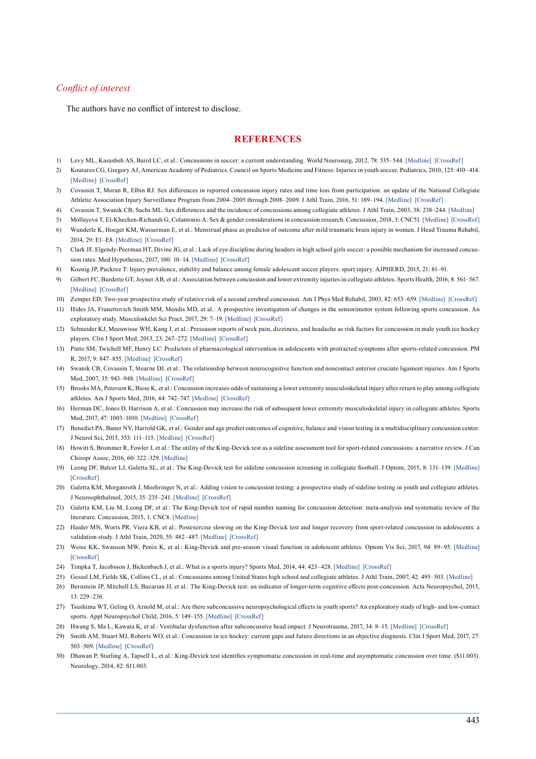### *Conflict of interest*

The authors have no conflict of interest to disclose.

## REFERENCES

1) Levy ML, Kasasbeh AS, Baird LC, et al.: Concussions in soccer: a current understanding. World Neurosurg, 2012, 78: 535–544. [Medline] [CrossRef]
2) Koutures CG, Gregory AJ, American Academy of Pediatrics. Council on Sports Medicine and Fitness: Injuries in youth soccer. Pediatrics, 2010, 125: 410–414. [Medline] [CrossRef]
3) Covassin T, Moran R, Elbin RJ: Sex differences in reported concussion injury rates and time loss from participation: an update of the National Collegiate Athletic Association Injury Surveillance Program from 2004–2005 through 2008–2009. J Athl Train, 2016, 51: 189–194. [Medline] [CrossRef]
4) Covassin T, Swanik CB, Sachs ML: Sex differences and the incidence of concussions among collegiate athletes. J Athl Train, 2003, 38: 238–244. [Medline]
5) Mollayeva T, El-Khechen-Richandi G, Colantonio A: Sex & gender considerations in concussion research. Concussion, 2018, 3: CNC51. [Medline] [CrossRef]
6) Wunderle K, Hoeger KM, Wasserman E, et al.: Menstrual phase as predictor of outcome after mild traumatic brain injury in women. J Head Trauma Rehabil, 2014, 29: E1–E8. [Medline] [CrossRef]
7) Clark JF, Elgendy-Peerman HT, Divine JG, et al.: Lack of eye discipline during headers in high school girls soccer: a possible mechanism for increased concussion rates. Med Hypotheses, 2017, 100: 10–14. [Medline] [CrossRef]
8) Koenig JP, Puckree T: Injury prevalence, stability and balance among female adolescent soccer players: sport injury. AJPHERD, 2015, 21: 81–91.
9) Gilbert FC, Burdette GT, Joyner AB, et al.: Association between concussion and lower extremity injuries in collegiate athletes. Sports Health, 2016, 8: 561–567. [Medline] [CrossRef]
10) Zemper ED: Two-year prospective study of relative risk of a second cerebral concussion. Am J Phys Med Rehabil, 2003, 82: 653–659. [Medline] [CrossRef]
11) Hides JA, Franettovich Smith MM, Mendis MD, et al.: A prospective investigation of changes in the sensorimotor system following sports concussion. An exploratory study. Musculoskelet Sci Pract, 2017, 29: 7–19. [Medline] [CrossRef]
12) Schneider KJ, Meeuwisse WH, Kang J, et al.: Preseason reports of neck pain, dizziness, and headache as risk factors for concussion in male youth ice hockey players. Clin J Sport Med, 2013, 23: 267–272. [Medline] [CrossRef]
13) Pinto SM, Twichell MF, Henry LC: Predictors of pharmacological intervention in adolescents with protracted symptoms after sports-related concussion. PM R, 2017, 9: 847–855. [Medline] [CrossRef]
14) Swanik CB, Covassin T, Stearne DJ, et al.: The relationship between neurocognitive function and noncontact anterior cruciate ligament injuries. Am J Sports Med, 2007, 35: 943–948. [Medline] [CrossRef]
15) Brooks MA, Peterson K, Biese K, et al.: Concussion increases odds of sustaining a lower extremity musculoskeletal injury after return to play among collegiate athletes. Am J Sports Med, 2016, 44: 742–747. [Medline] [CrossRef]
16) Herman DC, Jones D, Harrison A, et al.: Concussion may increase the risk of subsequent lower extremity musculoskeletal injury in collegiate athletes. Sports Med, 2017, 47: 1003–1010. [Medline] [CrossRef]
17) Benedict PA, Baner NV, Harrold GK, et al.: Gender and age predict outcomes of cognitive, balance and vision testing in a multidisciplinary concussion center. J Neurol Sci, 2015, 353: 111–115. [Medline] [CrossRef]
18) Howitt S, Brommer R, Fowler J, et al.: The utility of the King-Devick test as a sideline assessment tool for sport-related concussions: a narrative review. J Can Chiropr Assoc, 2016, 60: 322–329. [Medline]
19) Leong DF, Balcer LJ, Galetta SL, et al.: The King-Devick test for sideline concussion screening in collegiate football. J Optom, 2015, 8: 131–139. [Medline] [CrossRef]
20) Galetta KM, Morganroth J, Moehringer N, et al.: Adding vision to concussion testing: a prospective study of sideline testing in youth and collegiate athletes. J Neuroophthalmol, 2015, 35: 235–241. [Medline] [CrossRef]
21) Galetta KM, Liu M, Leong DF, et al.: The King-Devick test of rapid number naming for concussion detection: meta-analysis and systematic review of the literature. Concussion, 2015, 1: CNC8. [Medline]
22) Haider MN, Worts PR, Viera KB, et al.: Postexercise slowing on the King-Devick test and longer recovery from sport-related concussion in adolescents: a validation study. J Athl Train, 2020, 55: 482–487. [Medline] [CrossRef]
23) Weise KK, Swanson MW, Penix K, et al.: King-Devick and pre-season visual function in adolescent athletes. Optom Vis Sci, 2017, 94: 89–95. [Medline] [CrossRef]
24) Timpka T, Jacobsson J, Bickenbach J, et al.: What is a sports injury? Sports Med, 2014, 44: 423–428. [Medline] [CrossRef]
25) Gessel LM, Fields SK, Collins CL, et al.: Concussions among United States high school and collegiate athletes. J Athl Train, 2007, 42: 495–503. [Medline]
26) Bernstein JP, Mitchell LS, Bazarian JJ, et al.: The King-Devick test: an indicator of longer-term cognitive effects post-concussion. Acta Neuropsychol, 2015, 13: 229–236.
27) Tsushima WT, Geling O, Arnold M, et al.: Are there subconcussive neuropsychological effects in youth sports? An exploratory study of high- and low-contact sports. Appl Neuropsychol Child, 2016, 5: 149–155. [Medline] [CrossRef]
28) Hwang S, Ma L, Kawata K, et al.: Vestibular dysfunction after subconcussive head impact. J Neurotrauma, 2017, 34: 8–15. [Medline] [CrossRef]
29) Smith AM, Stuart MJ, Roberts WO, et al.: Concussion in ice hockey: current gaps and future directions in an objective diagnosis. Clin J Sport Med, 2017, 27: 503–509. [Medline] [CrossRef]
30) Dhawan P, Starling A, Tapsell L, et al.: King-Devick test identifies symptomatic concussion in real-time and asymptomatic concussion over time. (S11.003). Neurology, 2014, 82: S11.003.